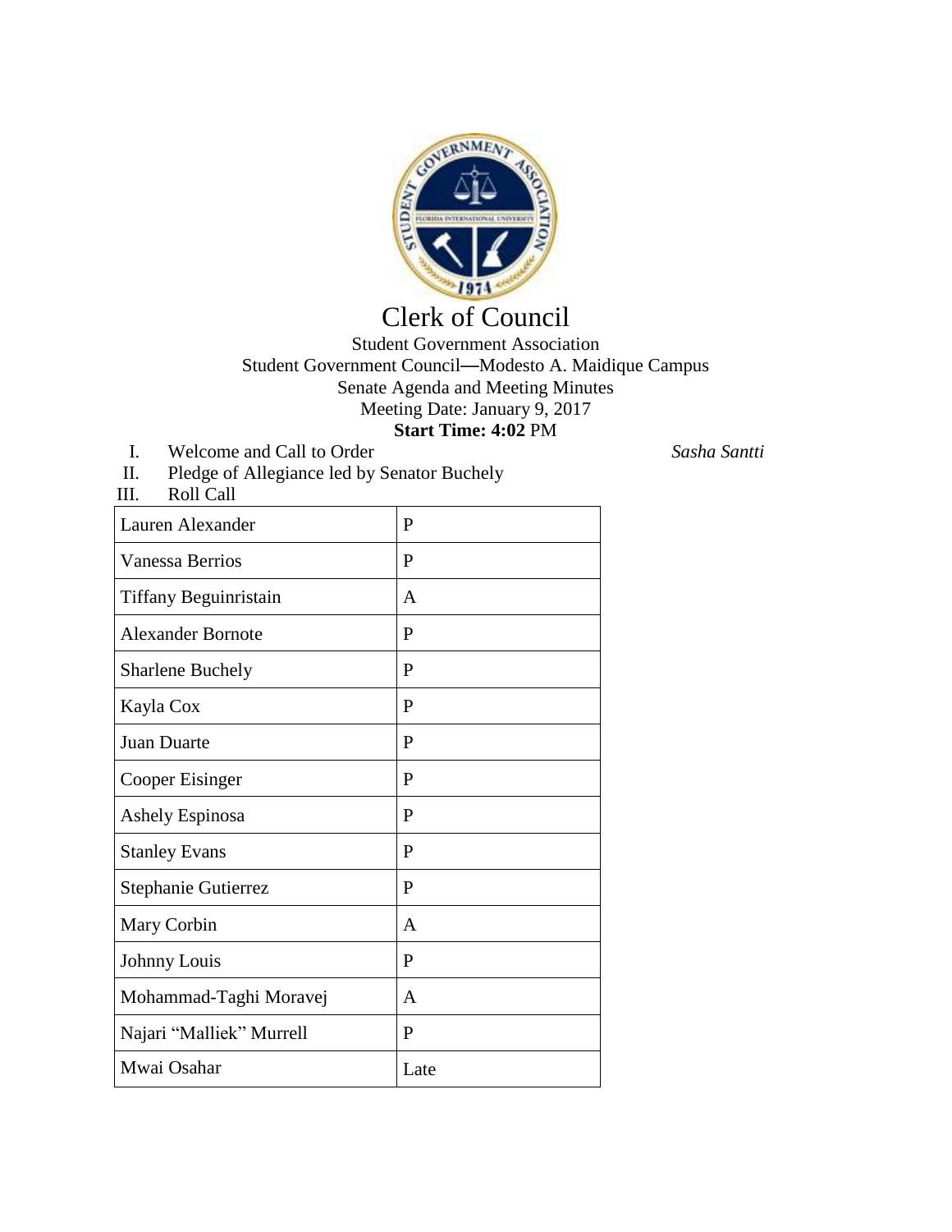# Clerk of Council

Student Government Association
Student Government Council—Modesto A. Maidique Campus
Senate Agenda and Meeting Minutes
Meeting Date: January 9, 2017
**Start Time: 4:02** PM

I. Welcome and Call to Order *Sasha Santti*

II. Pledge of Allegiance led by Senator Buchely

III. Roll Call

| | |
|---|---|
| Lauren Alexander | P |
| Vanessa Berrios | P |
| Tiffany Beguinristain | A |
| Alexander Bornote | P |
| Sharlene Buchely | P |
| Kayla Cox | P |
| Juan Duarte | P |
| Cooper Eisinger | P |
| Ashely Espinosa | P |
| Stanley Evans | P |
| Stephanie Gutierrez | P |
| Mary Corbin | A |
| Johnny Louis | P |
| Mohammad-Taghi Moravej | A |
| Najari “Malliek” Murrell | P |
| Mwai Osahar | Late |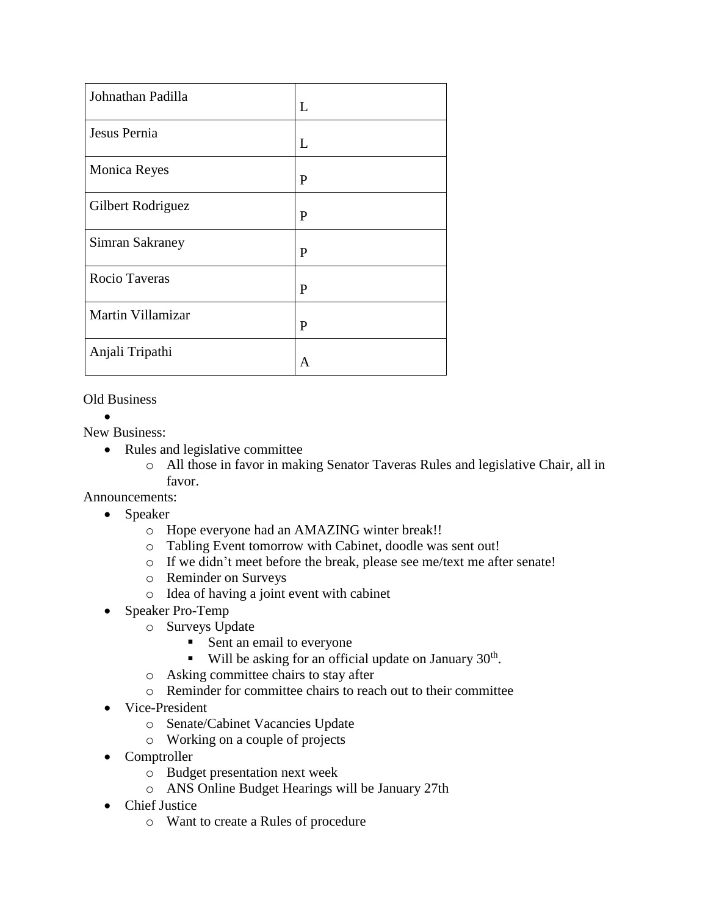| Johnathan Padilla | L |
|---|---|
| Jesus Pernia | L |
| Monica Reyes | P |
| Gilbert Rodriguez | P |
| Simran Sakraney | P |
| Rocio Taveras | P |
| Martin Villamizar | P |
| Anjali Tripathi | A |

Old Business

- 

New Business:

- Rules and legislative committee
  - All those in favor in making Senator Taveras Rules and legislative Chair, all in favor.

Announcements:

- Speaker
  - Hope everyone had an AMAZING winter break!!
  - Tabling Event tomorrow with Cabinet, doodle was sent out!
  - If we didn't meet before the break, please see me/text me after senate!
  - Reminder on Surveys
  - Idea of having a joint event with cabinet
- Speaker Pro-Temp
  - Surveys Update
    - Sent an email to everyone
    - Will be asking for an official update on January 30th.
  - Asking committee chairs to stay after
  - Reminder for committee chairs to reach out to their committee
- Vice-President
  - Senate/Cabinet Vacancies Update
  - Working on a couple of projects
- Comptroller
  - Budget presentation next week
  - ANS Online Budget Hearings will be January 27th
- Chief Justice
  - Want to create a Rules of procedure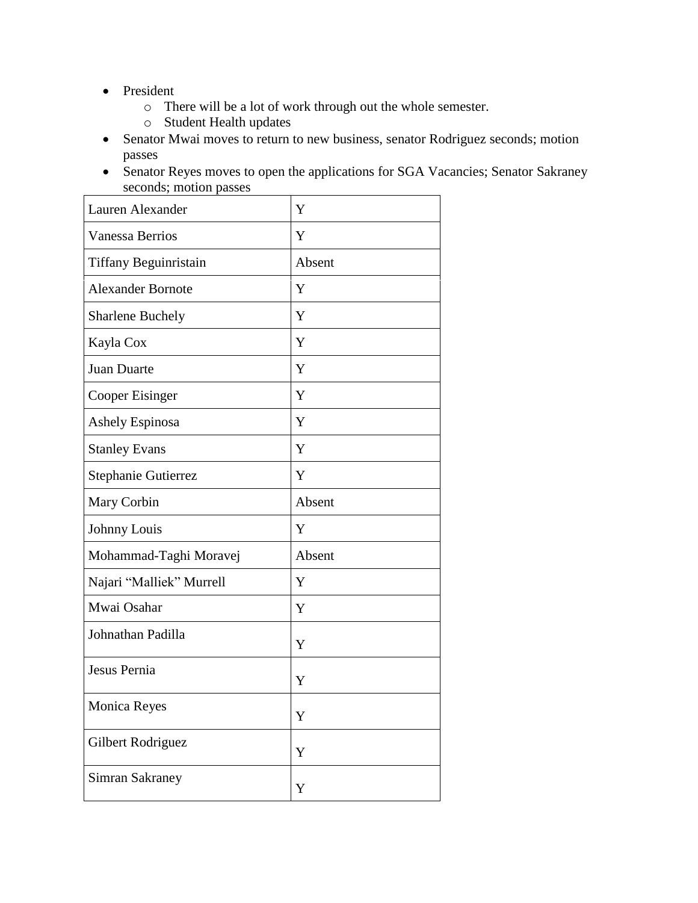- President
  - There will be a lot of work through out the whole semester.
  - Student Health updates
- Senator Mwai moves to return to new business, senator Rodriguez seconds; motion passes
- Senator Reyes moves to open the applications for SGA Vacancies; Senator Sakraney seconds; motion passes

| | |
|---|---|
| Lauren Alexander | Y |
| Vanessa Berrios | Y |
| Tiffany Beguinristain | Absent |
| Alexander Bornote | Y |
| Sharlene Buchely | Y |
| Kayla Cox | Y |
| Juan Duarte | Y |
| Cooper Eisinger | Y |
| Ashely Espinosa | Y |
| Stanley Evans | Y |
| Stephanie Gutierrez | Y |
| Mary Corbin | Absent |
| Johnny Louis | Y |
| Mohammad-Taghi Moravej | Absent |
| Najari "Malliek" Murrell | Y |
| Mwai Osahar | Y |
| Johnathan Padilla | Y |
| Jesus Pernia | Y |
| Monica Reyes | Y |
| Gilbert Rodriguez | Y |
| Simran Sakraney | Y |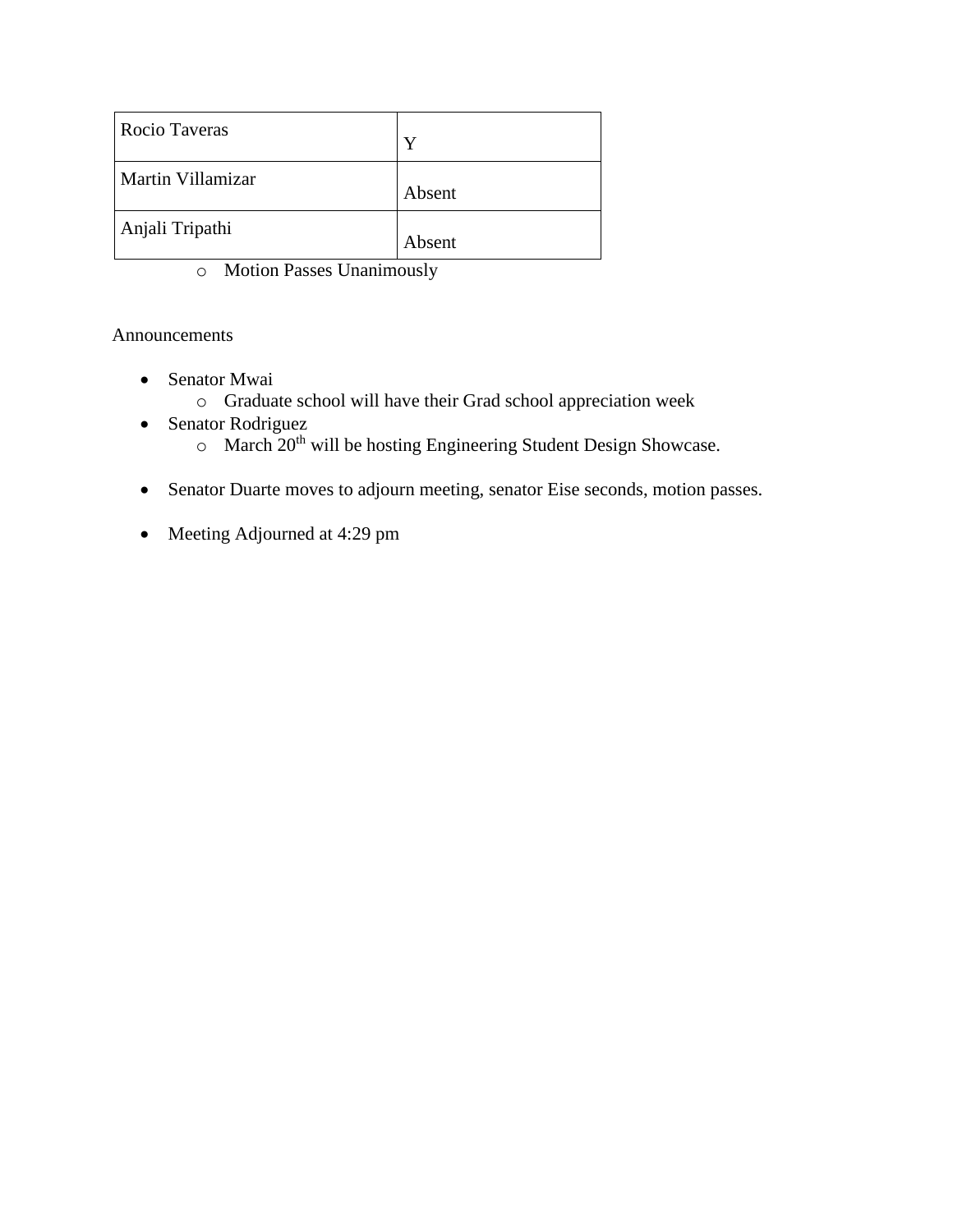| | |
|---|---|
| Rocio Taveras | Y |
| Martin Villamizar | Absent |
| Anjali Tripathi | Absent |

- Motion Passes Unanimously

Announcements

- Senator Mwai
  - Graduate school will have their Grad school appreciation week
- Senator Rodriguez
  - March 20th will be hosting Engineering Student Design Showcase.

- Senator Duarte moves to adjourn meeting, senator Eise seconds, motion passes.

- Meeting Adjourned at 4:29 pm